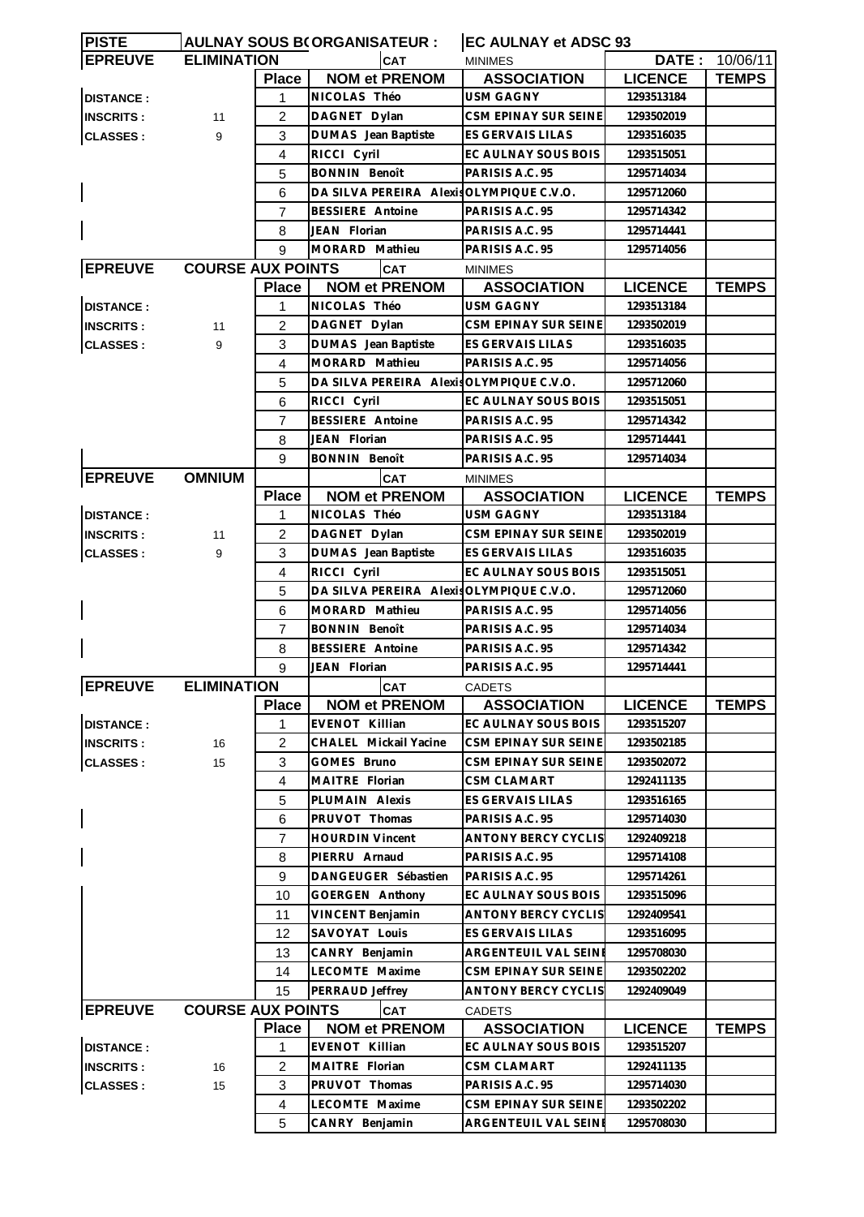| PISTE | AULNAY SOUS BOIS | ORGANISATEUR : | EC AULNAY et ADSC 93 | | |
|---|---|---|---|---|---|
| **EPREUVE** | **ELIMINATION** | **CAT** | MINIMES | **DATE :** | 10/06/11 |

| | | Place | NOM et PRENOM | ASSOCIATION | LICENCE | TEMPS |
|---|---|---|---|---|---|---|
| DISTANCE : | | 1 | NICOLAS Théo | USM GAGNY | 1293513184 | |
| INSCRITS : | 11 | 2 | DAGNET Dylan | CSM EPINAY SUR SEINE | 1293502019 | |
| CLASSES : | 9 | 3 | DUMAS Jean Baptiste | ES GERVAIS LILAS | 1293516035 | |
| | | 4 | RICCI Cyril | EC AULNAY SOUS BOIS | 1293515051 | |
| | | 5 | BONNIN Benoît | PARISIS A.C. 95 | 1295714034 | |
| | | 6 | DA SILVA PEREIRA Alexis | OLYMPIQUE C.V.O. | 1295712060 | |
| | | 7 | BESSIERE Antoine | PARISIS A.C. 95 | 1295714342 | |
| | | 8 | JEAN Florian | PARISIS A.C. 95 | 1295714441 | |
| | | 9 | MORARD Mathieu | PARISIS A.C. 95 | 1295714056 | |

**EPREUVE** **COURSE AUX POINTS** **CAT** MINIMES

| | | Place | NOM et PRENOM | ASSOCIATION | LICENCE | TEMPS |
|---|---|---|---|---|---|---|
| DISTANCE : | | 1 | NICOLAS Théo | USM GAGNY | 1293513184 | |
| INSCRITS : | 11 | 2 | DAGNET Dylan | CSM EPINAY SUR SEINE | 1293502019 | |
| CLASSES : | 9 | 3 | DUMAS Jean Baptiste | ES GERVAIS LILAS | 1293516035 | |
| | | 4 | MORARD Mathieu | PARISIS A.C. 95 | 1295714056 | |
| | | 5 | DA SILVA PEREIRA Alexis | OLYMPIQUE C.V.O. | 1295712060 | |
| | | 6 | RICCI Cyril | EC AULNAY SOUS BOIS | 1293515051 | |
| | | 7 | BESSIERE Antoine | PARISIS A.C. 95 | 1295714342 | |
| | | 8 | JEAN Florian | PARISIS A.C. 95 | 1295714441 | |
| | | 9 | BONNIN Benoît | PARISIS A.C. 95 | 1295714034 | |

**EPREUVE** **OMNIUM** **CAT** MINIMES

| | | Place | NOM et PRENOM | ASSOCIATION | LICENCE | TEMPS |
|---|---|---|---|---|---|---|
| DISTANCE : | | 1 | NICOLAS Théo | USM GAGNY | 1293513184 | |
| INSCRITS : | 11 | 2 | DAGNET Dylan | CSM EPINAY SUR SEINE | 1293502019 | |
| CLASSES : | 9 | 3 | DUMAS Jean Baptiste | ES GERVAIS LILAS | 1293516035 | |
| | | 4 | RICCI Cyril | EC AULNAY SOUS BOIS | 1293515051 | |
| | | 5 | DA SILVA PEREIRA Alexis | OLYMPIQUE C.V.O. | 1295712060 | |
| | | 6 | MORARD Mathieu | PARISIS A.C. 95 | 1295714056 | |
| | | 7 | BONNIN Benoît | PARISIS A.C. 95 | 1295714034 | |
| | | 8 | BESSIERE Antoine | PARISIS A.C. 95 | 1295714342 | |
| | | 9 | JEAN Florian | PARISIS A.C. 95 | 1295714441 | |

**EPREUVE** **ELIMINATION** **CAT** CADETS

| | | Place | NOM et PRENOM | ASSOCIATION | LICENCE | TEMPS |
|---|---|---|---|---|---|---|
| DISTANCE : | | 1 | EVENOT Killian | EC AULNAY SOUS BOIS | 1293515207 | |
| INSCRITS : | 16 | 2 | CHALEL Mickail Yacine | CSM EPINAY SUR SEINE | 1293502185 | |
| CLASSES : | 15 | 3 | GOMES Bruno | CSM EPINAY SUR SEINE | 1293502072 | |
| | | 4 | MAITRE Florian | CSM CLAMART | 1292411135 | |
| | | 5 | PLUMAIN Alexis | ES GERVAIS LILAS | 1293516165 | |
| | | 6 | PRUVOT Thomas | PARISIS A.C. 95 | 1295714030 | |
| | | 7 | HOURDIN Vincent | ANTONY BERCY CYCLIS | 1292409218 | |
| | | 8 | PIERRU Arnaud | PARISIS A.C. 95 | 1295714108 | |
| | | 9 | DANGEUGER Sébastien | PARISIS A.C. 95 | 1295714261 | |
| | | 10 | GOERGEN Anthony | EC AULNAY SOUS BOIS | 1293515096 | |
| | | 11 | VINCENT Benjamin | ANTONY BERCY CYCLIS | 1292409541 | |
| | | 12 | SAVOYAT Louis | ES GERVAIS LILAS | 1293516095 | |
| | | 13 | CANRY Benjamin | ARGENTEUIL VAL SEINE | 1295708030 | |
| | | 14 | LECOMTE Maxime | CSM EPINAY SUR SEINE | 1293502202 | |
| | | 15 | PERRAUD Jeffrey | ANTONY BERCY CYCLIS | 1292409049 | |

**EPREUVE** **COURSE AUX POINTS** **CAT** CADETS

| | | Place | NOM et PRENOM | ASSOCIATION | LICENCE | TEMPS |
|---|---|---|---|---|---|---|
| DISTANCE : | | 1 | EVENOT Killian | EC AULNAY SOUS BOIS | 1293515207 | |
| INSCRITS : | 16 | 2 | MAITRE Florian | CSM CLAMART | 1292411135 | |
| CLASSES : | 15 | 3 | PRUVOT Thomas | PARISIS A.C. 95 | 1295714030 | |
| | | 4 | LECOMTE Maxime | CSM EPINAY SUR SEINE | 1293502202 | |
| | | 5 | CANRY Benjamin | ARGENTEUIL VAL SEINE | 1295708030 | |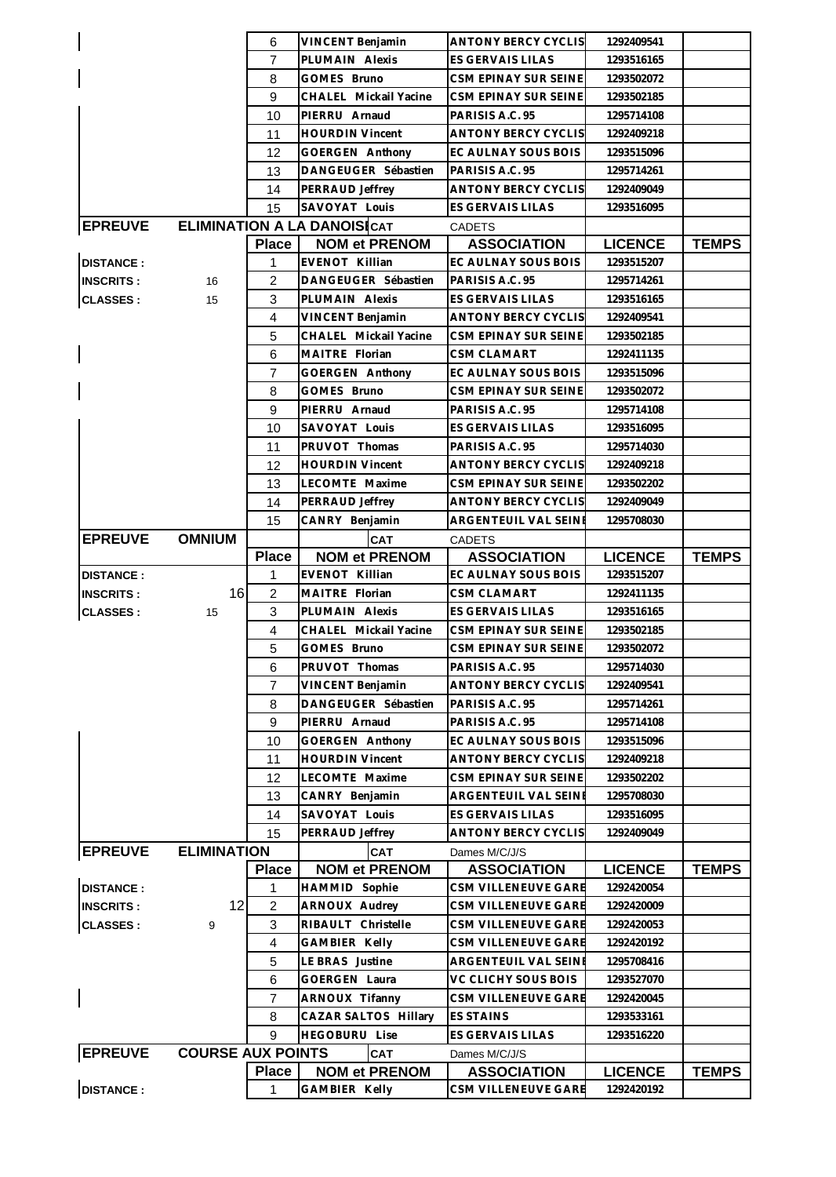| | | Place | NOM et PRENOM | ASSOCIATION | LICENCE | TEMPS |
|---|---|---|---|---|---|---|
| | | 6 | VINCENT Benjamin | ANTONY BERCY CYCLIS | 1292409541 | |
| | | 7 | PLUMAIN Alexis | ES GERVAIS LILAS | 1293516165 | |
| | | 8 | GOMES Bruno | CSM EPINAY SUR SEINE | 1293502072 | |
| | | 9 | CHALEL Mickail Yacine | CSM EPINAY SUR SEINE | 1293502185 | |
| | | 10 | PIERRU Arnaud | PARISIS A.C. 95 | 1295714108 | |
| | | 11 | HOURDIN Vincent | ANTONY BERCY CYCLIS | 1292409218 | |
| | | 12 | GOERGEN Anthony | EC AULNAY SOUS BOIS | 1293515096 | |
| | | 13 | DANGEUGER Sébastien | PARISIS A.C. 95 | 1295714261 | |
| | | 14 | PERRAUD Jeffrey | ANTONY BERCY CYCLIS | 1292409049 | |
| | | 15 | SAVOYAT Louis | ES GERVAIS LILAS | 1293516095 | |

| EPREUVE | ELIMINATION A LA DANOISE | CAT | | CADETS | | |
|---|---|---|---|---|---|---|
| | | Place | NOM et PRENOM | ASSOCIATION | LICENCE | TEMPS |
| DISTANCE : | | 1 | EVENOT Killian | EC AULNAY SOUS BOIS | 1293515207 | |
| INSCRITS : | 16 | 2 | DANGEUGER Sébastien | PARISIS A.C. 95 | 1295714261 | |
| CLASSES : | 15 | 3 | PLUMAIN Alexis | ES GERVAIS LILAS | 1293516165 | |
| | | 4 | VINCENT Benjamin | ANTONY BERCY CYCLIS | 1292409541 | |
| | | 5 | CHALEL Mickail Yacine | CSM EPINAY SUR SEINE | 1293502185 | |
| | | 6 | MAITRE Florian | CSM CLAMART | 1292411135 | |
| | | 7 | GOERGEN Anthony | EC AULNAY SOUS BOIS | 1293515096 | |
| | | 8 | GOMES Bruno | CSM EPINAY SUR SEINE | 1293502072 | |
| | | 9 | PIERRU Arnaud | PARISIS A.C. 95 | 1295714108 | |
| | | 10 | SAVOYAT Louis | ES GERVAIS LILAS | 1293516095 | |
| | | 11 | PRUVOT Thomas | PARISIS A.C. 95 | 1295714030 | |
| | | 12 | HOURDIN Vincent | ANTONY BERCY CYCLIS | 1292409218 | |
| | | 13 | LECOMTE Maxime | CSM EPINAY SUR SEINE | 1293502202 | |
| | | 14 | PERRAUD Jeffrey | ANTONY BERCY CYCLIS | 1292409049 | |
| | | 15 | CANRY Benjamin | ARGENTEUIL VAL SEINE | 1295708030 | |

| EPREUVE | OMNIUM | | CAT | CADETS | | |
|---|---|---|---|---|---|---|
| | | Place | NOM et PRENOM | ASSOCIATION | LICENCE | TEMPS |
| DISTANCE : | | 1 | EVENOT Killian | EC AULNAY SOUS BOIS | 1293515207 | |
| INSCRITS : | 16 | 2 | MAITRE Florian | CSM CLAMART | 1292411135 | |
| CLASSES : | 15 | 3 | PLUMAIN Alexis | ES GERVAIS LILAS | 1293516165 | |
| | | 4 | CHALEL Mickail Yacine | CSM EPINAY SUR SEINE | 1293502185 | |
| | | 5 | GOMES Bruno | CSM EPINAY SUR SEINE | 1293502072 | |
| | | 6 | PRUVOT Thomas | PARISIS A.C. 95 | 1295714030 | |
| | | 7 | VINCENT Benjamin | ANTONY BERCY CYCLIS | 1292409541 | |
| | | 8 | DANGEUGER Sébastien | PARISIS A.C. 95 | 1295714261 | |
| | | 9 | PIERRU Arnaud | PARISIS A.C. 95 | 1295714108 | |
| | | 10 | GOERGEN Anthony | EC AULNAY SOUS BOIS | 1293515096 | |
| | | 11 | HOURDIN Vincent | ANTONY BERCY CYCLIS | 1292409218 | |
| | | 12 | LECOMTE Maxime | CSM EPINAY SUR SEINE | 1293502202 | |
| | | 13 | CANRY Benjamin | ARGENTEUIL VAL SEINE | 1295708030 | |
| | | 14 | SAVOYAT Louis | ES GERVAIS LILAS | 1293516095 | |
| | | 15 | PERRAUD Jeffrey | ANTONY BERCY CYCLIS | 1292409049 | |

| EPREUVE | ELIMINATION | | CAT | Dames M/C/J/S | | |
|---|---|---|---|---|---|---|
| | | Place | NOM et PRENOM | ASSOCIATION | LICENCE | TEMPS |
| DISTANCE : | | 1 | HAMMID Sophie | CSM VILLENEUVE GARE | 1292420054 | |
| INSCRITS : | 12 | 2 | ARNOUX Audrey | CSM VILLENEUVE GARE | 1292420009 | |
| CLASSES : | 9 | 3 | RIBAULT Christelle | CSM VILLENEUVE GARE | 1292420053 | |
| | | 4 | GAMBIER Kelly | CSM VILLENEUVE GARE | 1292420192 | |
| | | 5 | LE BRAS Justine | ARGENTEUIL VAL SEINE | 1295708416 | |
| | | 6 | GOERGEN Laura | VC CLICHY SOUS BOIS | 1293527070 | |
| | | 7 | ARNOUX Tifanny | CSM VILLENEUVE GARE | 1292420045 | |
| | | 8 | CAZAR SALTOS Hillary | ES STAINS | 1293533161 | |
| | | 9 | HEGOBURU Lise | ES GERVAIS LILAS | 1293516220 | |

| EPREUVE | COURSE AUX POINTS | | CAT | Dames M/C/J/S | | |
|---|---|---|---|---|---|---|
| | | Place | NOM et PRENOM | ASSOCIATION | LICENCE | TEMPS |
| DISTANCE : | | 1 | GAMBIER Kelly | CSM VILLENEUVE GARE | 1292420192 | |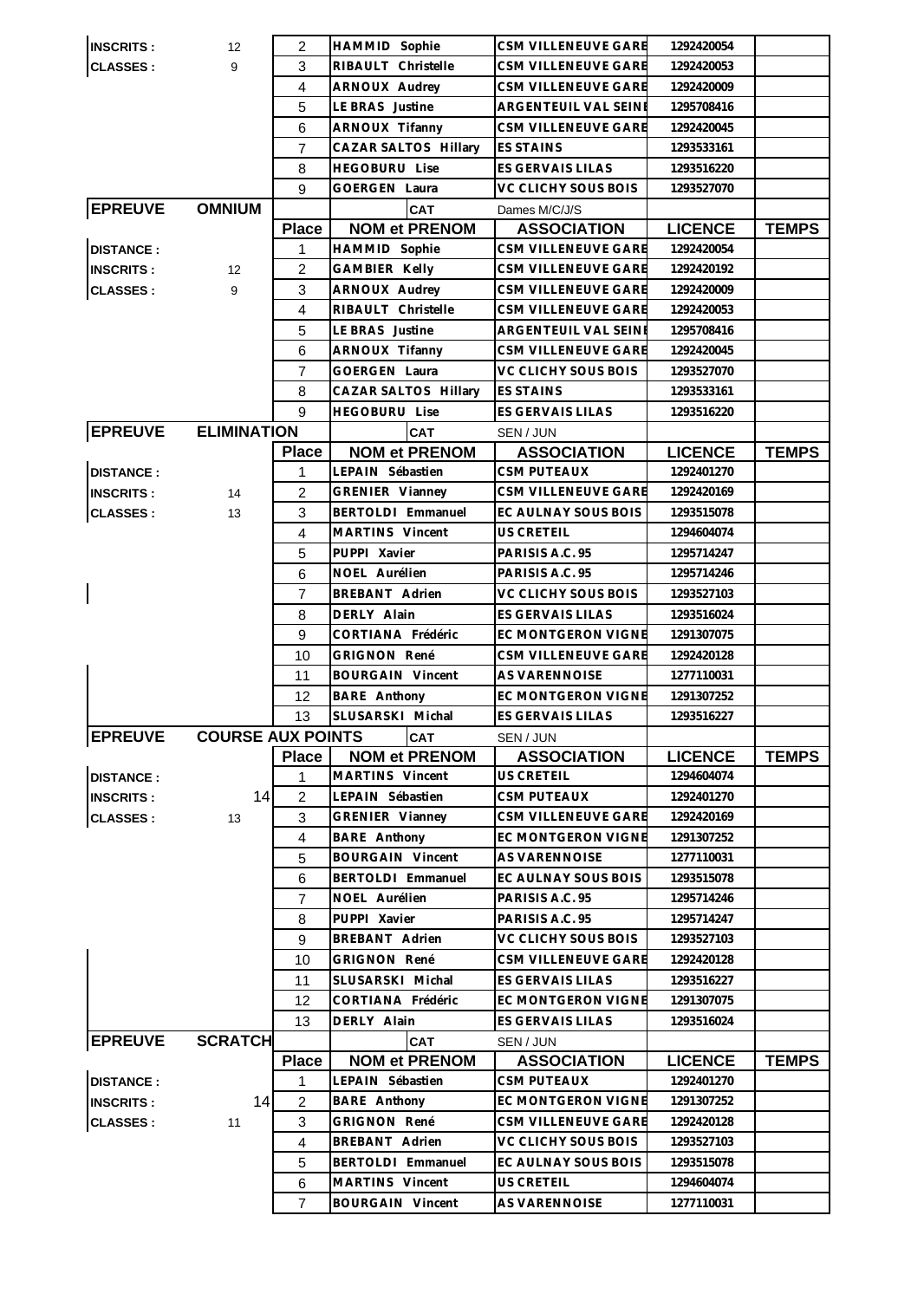| | | | | | | |
|---|---|---|---|---|---|---|
| **INSCRITS :** | 12 | 2 | HAMMID Sophie | CSM VILLENEUVE GARE | 1292420054 | |
| **CLASSES :** | 9 | 3 | RIBAULT Christelle | CSM VILLENEUVE GARE | 1292420053 | |
| | | 4 | ARNOUX Audrey | CSM VILLENEUVE GARE | 1292420009 | |
| | | 5 | LE BRAS Justine | ARGENTEUIL VAL SEINE | 1295708416 | |
| | | 6 | ARNOUX Tifanny | CSM VILLENEUVE GARE | 1292420045 | |
| | | 7 | CAZAR SALTOS Hillary | ES STAINS | 1293533161 | |
| | | 8 | HEGOBURU Lise | ES GERVAIS LILAS | 1293516220 | |
| | | 9 | GOERGEN Laura | VC CLICHY SOUS BOIS | 1293527070 | |

| **EPREUVE** | **OMNIUM** | | CAT | Dames M/C/J/S | | |
|---|---|---|---|---|---|---|
| | | **Place** | **NOM et PRENOM** | **ASSOCIATION** | **LICENCE** | **TEMPS** |
| **DISTANCE :** | | 1 | HAMMID Sophie | CSM VILLENEUVE GARE | 1292420054 | |
| **INSCRITS :** | 12 | 2 | GAMBIER Kelly | CSM VILLENEUVE GARE | 1292420192 | |
| **CLASSES :** | 9 | 3 | ARNOUX Audrey | CSM VILLENEUVE GARE | 1292420009 | |
| | | 4 | RIBAULT Christelle | CSM VILLENEUVE GARE | 1292420053 | |
| | | 5 | LE BRAS Justine | ARGENTEUIL VAL SEINE | 1295708416 | |
| | | 6 | ARNOUX Tifanny | CSM VILLENEUVE GARE | 1292420045 | |
| | | 7 | GOERGEN Laura | VC CLICHY SOUS BOIS | 1293527070 | |
| | | 8 | CAZAR SALTOS Hillary | ES STAINS | 1293533161 | |
| | | 9 | HEGOBURU Lise | ES GERVAIS LILAS | 1293516220 | |

| **EPREUVE** | **ELIMINATION** | | CAT | SEN / JUN | | |
|---|---|---|---|---|---|---|
| | | **Place** | **NOM et PRENOM** | **ASSOCIATION** | **LICENCE** | **TEMPS** |
| **DISTANCE :** | | 1 | LEPAIN Sébastien | CSM PUTEAUX | 1292401270 | |
| **INSCRITS :** | 14 | 2 | GRENIER Vianney | CSM VILLENEUVE GARE | 1292420169 | |
| **CLASSES :** | 13 | 3 | BERTOLDI Emmanuel | EC AULNAY SOUS BOIS | 1293515078 | |
| | | 4 | MARTINS Vincent | US CRETEIL | 1294604074 | |
| | | 5 | PUPPI Xavier | PARISIS A.C. 95 | 1295714247 | |
| | | 6 | NOEL Aurélien | PARISIS A.C. 95 | 1295714246 | |
| | | 7 | BREBANT Adrien | VC CLICHY SOUS BOIS | 1293527103 | |
| | | 8 | DERLY Alain | ES GERVAIS LILAS | 1293516024 | |
| | | 9 | CORTIANA Frédéric | EC MONTGERON VIGNE | 1291307075 | |
| | | 10 | GRIGNON René | CSM VILLENEUVE GARE | 1292420128 | |
| | | 11 | BOURGAIN Vincent | AS VARENNOISE | 1277110031 | |
| | | 12 | BARE Anthony | EC MONTGERON VIGNE | 1291307252 | |
| | | 13 | SLUSARSKI Michal | ES GERVAIS LILAS | 1293516227 | |

| **EPREUVE** | **COURSE AUX POINTS** | | CAT | SEN / JUN | | |
|---|---|---|---|---|---|---|
| | | **Place** | **NOM et PRENOM** | **ASSOCIATION** | **LICENCE** | **TEMPS** |
| **DISTANCE :** | | 1 | MARTINS Vincent | US CRETEIL | 1294604074 | |
| **INSCRITS :** | 14 | 2 | LEPAIN Sébastien | CSM PUTEAUX | 1292401270 | |
| **CLASSES :** | 13 | 3 | GRENIER Vianney | CSM VILLENEUVE GARE | 1292420169 | |
| | | 4 | BARE Anthony | EC MONTGERON VIGNE | 1291307252 | |
| | | 5 | BOURGAIN Vincent | AS VARENNOISE | 1277110031 | |
| | | 6 | BERTOLDI Emmanuel | EC AULNAY SOUS BOIS | 1293515078 | |
| | | 7 | NOEL Aurélien | PARISIS A.C. 95 | 1295714246 | |
| | | 8 | PUPPI Xavier | PARISIS A.C. 95 | 1295714247 | |
| | | 9 | BREBANT Adrien | VC CLICHY SOUS BOIS | 1293527103 | |
| | | 10 | GRIGNON René | CSM VILLENEUVE GARE | 1292420128 | |
| | | 11 | SLUSARSKI Michal | ES GERVAIS LILAS | 1293516227 | |
| | | 12 | CORTIANA Frédéric | EC MONTGERON VIGNE | 1291307075 | |
| | | 13 | DERLY Alain | ES GERVAIS LILAS | 1293516024 | |

| **EPREUVE** | **SCRATCH** | | CAT | SEN / JUN | | |
|---|---|---|---|---|---|---|
| | | **Place** | **NOM et PRENOM** | **ASSOCIATION** | **LICENCE** | **TEMPS** |
| **DISTANCE :** | | 1 | LEPAIN Sébastien | CSM PUTEAUX | 1292401270 | |
| **INSCRITS :** | 14 | 2 | BARE Anthony | EC MONTGERON VIGNE | 1291307252 | |
| **CLASSES :** | 11 | 3 | GRIGNON René | CSM VILLENEUVE GARE | 1292420128 | |
| | | 4 | BREBANT Adrien | VC CLICHY SOUS BOIS | 1293527103 | |
| | | 5 | BERTOLDI Emmanuel | EC AULNAY SOUS BOIS | 1293515078 | |
| | | 6 | MARTINS Vincent | US CRETEIL | 1294604074 | |
| | | 7 | BOURGAIN Vincent | AS VARENNOISE | 1277110031 | |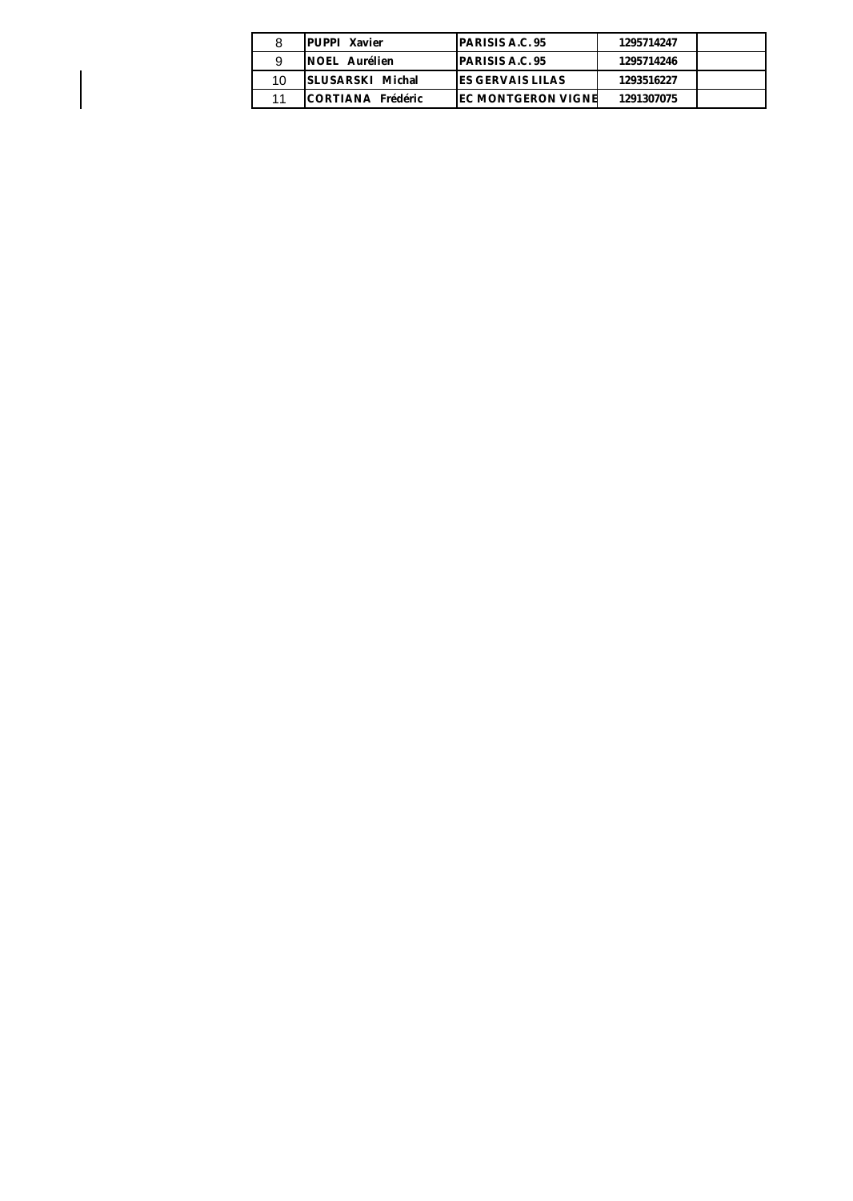| | | | | |
|---|---|---|---|---|
| 8 | **PUPPI Xavier** | **PARISIS A.C. 95** | **1295714247** | |
| 9 | **NOEL Aurélien** | **PARISIS A.C. 95** | **1295714246** | |
| 10 | **SLUSARSKI Michal** | **ES GERVAIS LILAS** | **1293516227** | |
| 11 | **CORTIANA Frédéric** | **EC MONTGERON VIGNE** | **1291307075** | |